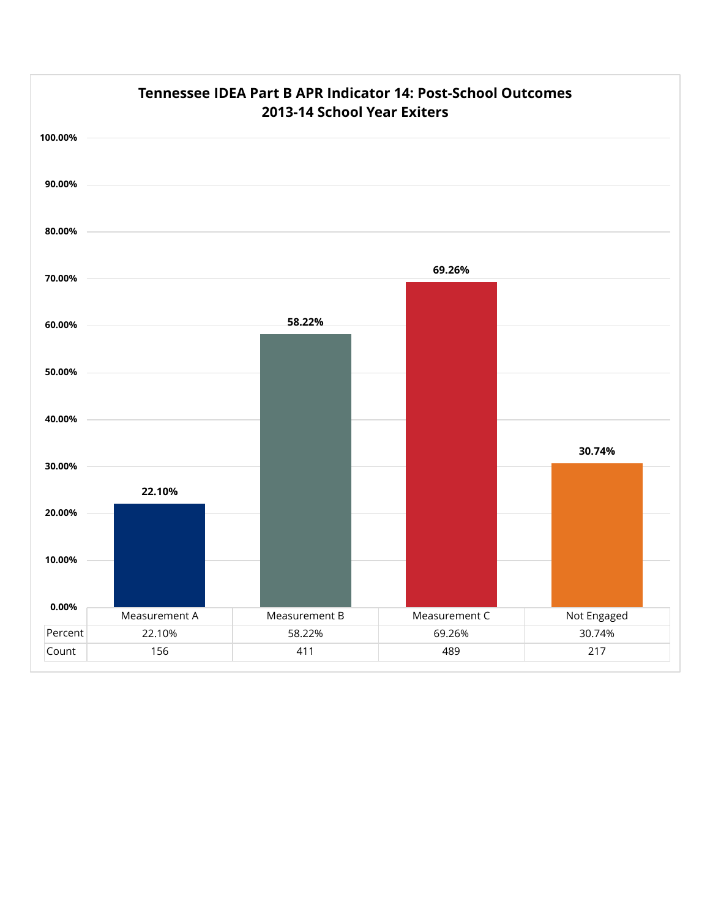# Tennessee IDEA Part B APR Indicator 14: Post-School Outcomes
## 2013-14 School Year Exiters

|  | Measurement A | Measurement B | Measurement C | Not Engaged |
|---|---|---|---|---|
| Percent | 22.10% | 58.22% | 69.26% | 30.74% |
| Count | 156 | 411 | 489 | 217 |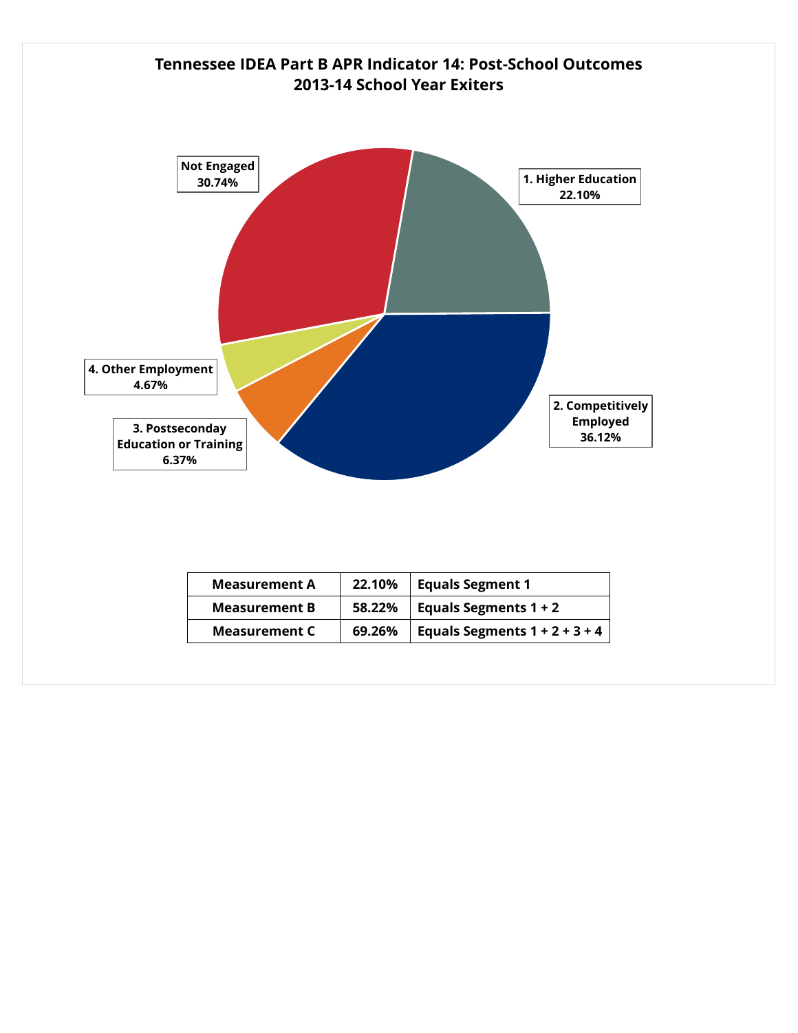## Tennessee IDEA Part B APR Indicator 14: Post-School Outcomes
## 2013-14 School Year Exiters

Not Engaged 30.74%

1. Higher Education 22.10%

2. Competitively Employed 36.12%

3. Postseconday Education or Training 6.37%

4. Other Employment 4.67%

| Measurement A | 22.10% | Equals Segment 1 |
|---|---|---|
| Measurement B | 58.22% | Equals Segments 1 + 2 |
| Measurement C | 69.26% | Equals Segments 1 + 2 + 3 + 4 |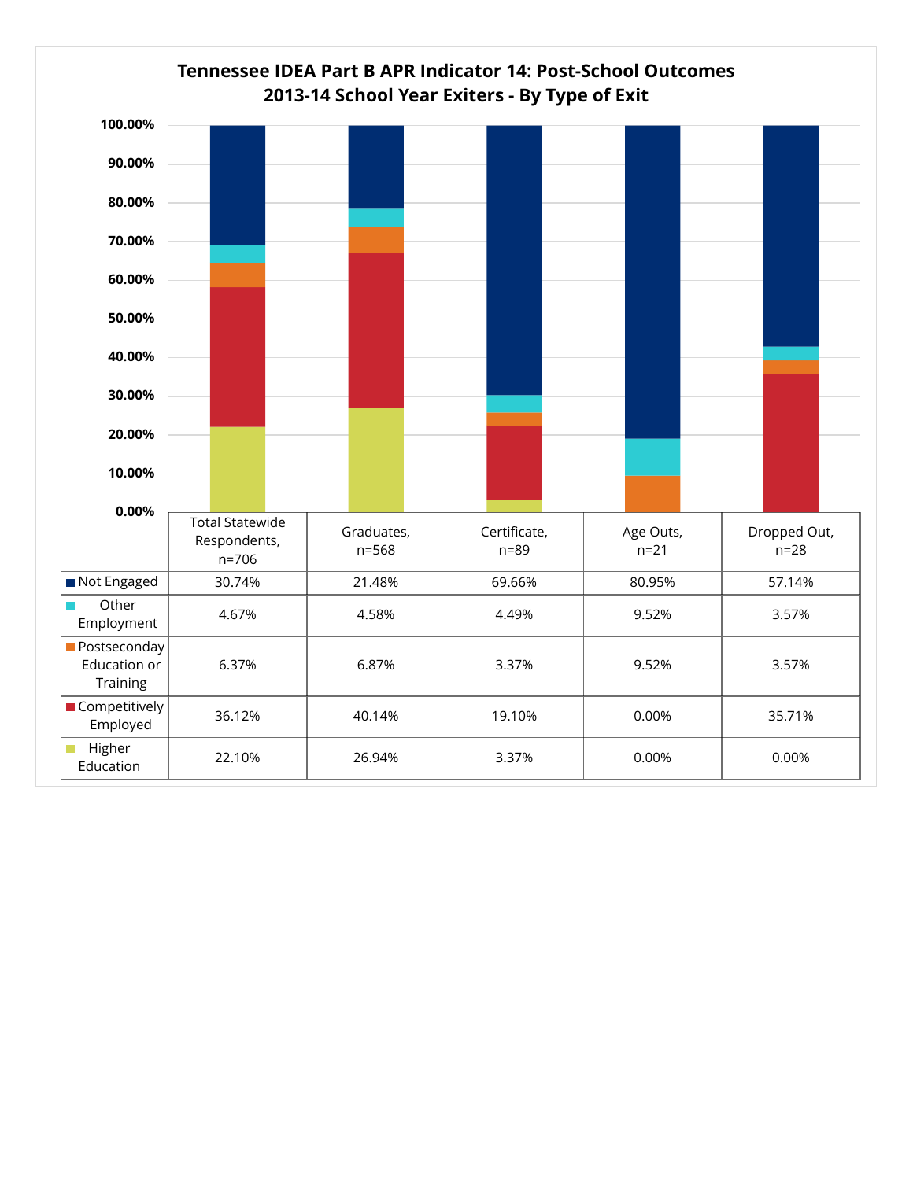## Tennessee IDEA Part B APR Indicator 14: Post-School Outcomes
## 2013-14 School Year Exiters - By Type of Exit

| | Total Statewide Respondents, n=706 | Graduates, n=568 | Certificate, n=89 | Age Outs, n=21 | Dropped Out, n=28 |
|---|---|---|---|---|---|
| Not Engaged | 30.74% | 21.48% | 69.66% | 80.95% | 57.14% |
| Other Employment | 4.67% | 4.58% | 4.49% | 9.52% | 3.57% |
| Postseconday Education or Training | 6.37% | 6.87% | 3.37% | 9.52% | 3.57% |
| Competitively Employed | 36.12% | 40.14% | 19.10% | 0.00% | 35.71% |
| Higher Education | 22.10% | 26.94% | 3.37% | 0.00% | 0.00% |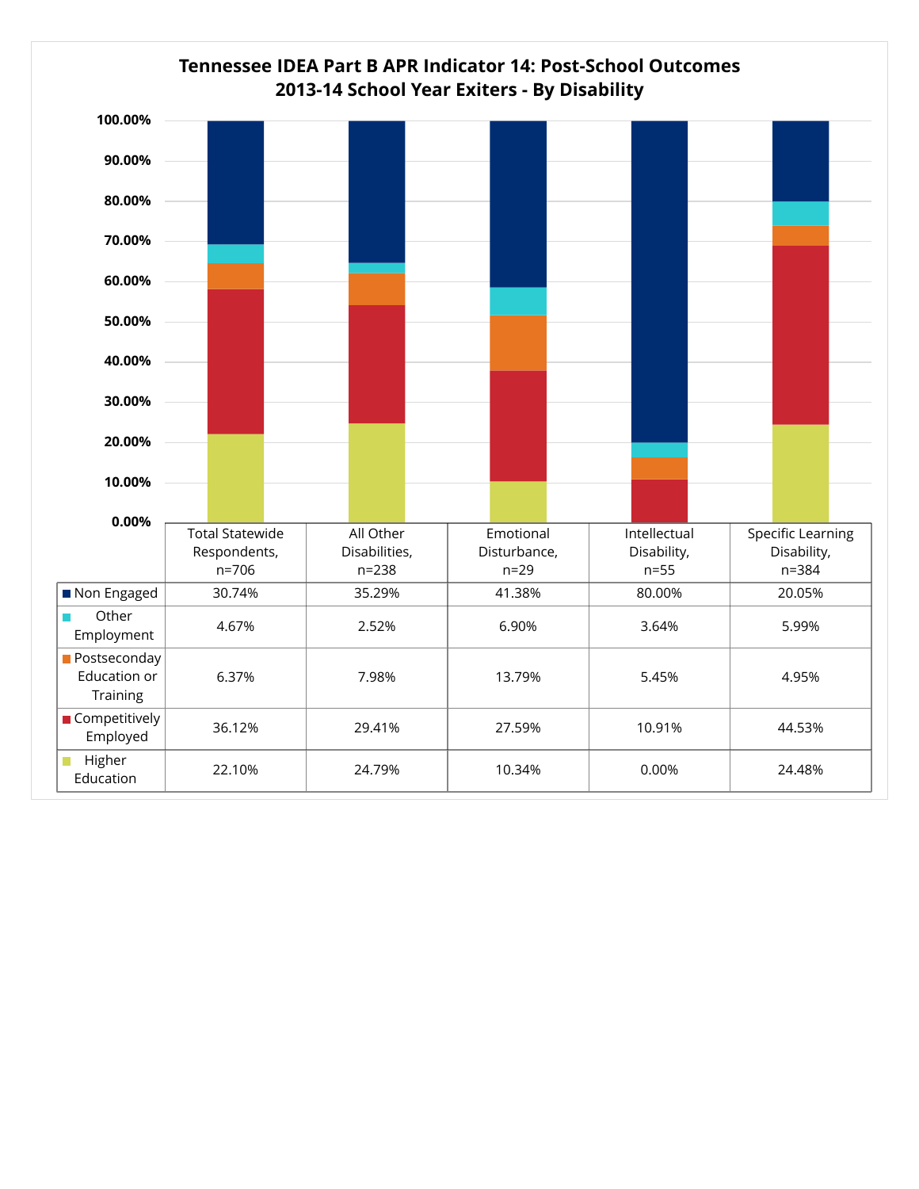# Tennessee IDEA Part B APR Indicator 14: Post-School Outcomes
## 2013-14 School Year Exiters - By Disability

| | Total Statewide Respondents, n=706 | All Other Disabilities, n=238 | Emotional Disturbance, n=29 | Intellectual Disability, n=55 | Specific Learning Disability, n=384 |
|---|---|---|---|---|---|
| Non Engaged | 30.74% | 35.29% | 41.38% | 80.00% | 20.05% |
| Other Employment | 4.67% | 2.52% | 6.90% | 3.64% | 5.99% |
| Postseconday Education or Training | 6.37% | 7.98% | 13.79% | 5.45% | 4.95% |
| Competitively Employed | 36.12% | 29.41% | 27.59% | 10.91% | 44.53% |
| Higher Education | 22.10% | 24.79% | 10.34% | 0.00% | 24.48% |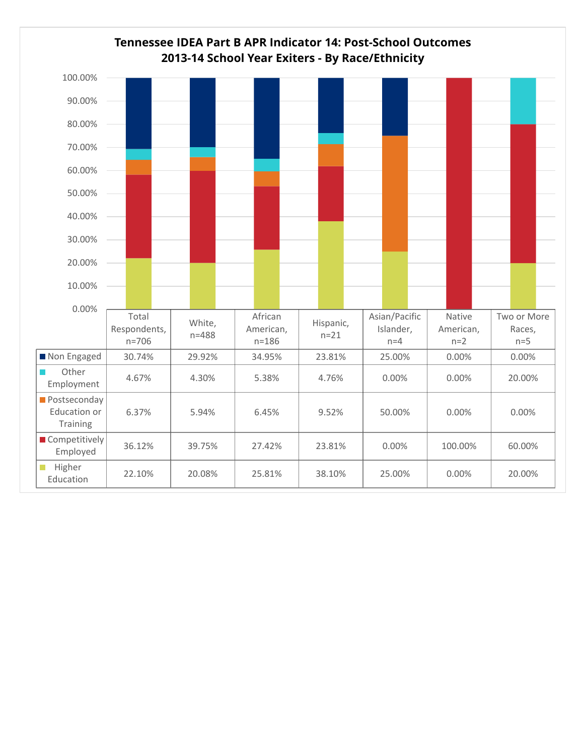## Tennessee IDEA Part B APR Indicator 14: Post-School Outcomes
## 2013-14 School Year Exiters - By Race/Ethnicity

| | Total Respondents, n=706 | White, n=488 | African American, n=186 | Hispanic, n=21 | Asian/Pacific Islander, n=4 | Native American, n=2 | Two or More Races, n=5 |
|---|---|---|---|---|---|---|---|
| Non Engaged | 30.74% | 29.92% | 34.95% | 23.81% | 25.00% | 0.00% | 0.00% |
| Other Employment | 4.67% | 4.30% | 5.38% | 4.76% | 0.00% | 0.00% | 20.00% |
| Postseconday Education or Training | 6.37% | 5.94% | 6.45% | 9.52% | 50.00% | 0.00% | 0.00% |
| Competitively Employed | 36.12% | 39.75% | 27.42% | 23.81% | 0.00% | 100.00% | 60.00% |
| Higher Education | 22.10% | 20.08% | 25.81% | 38.10% | 25.00% | 0.00% | 20.00% |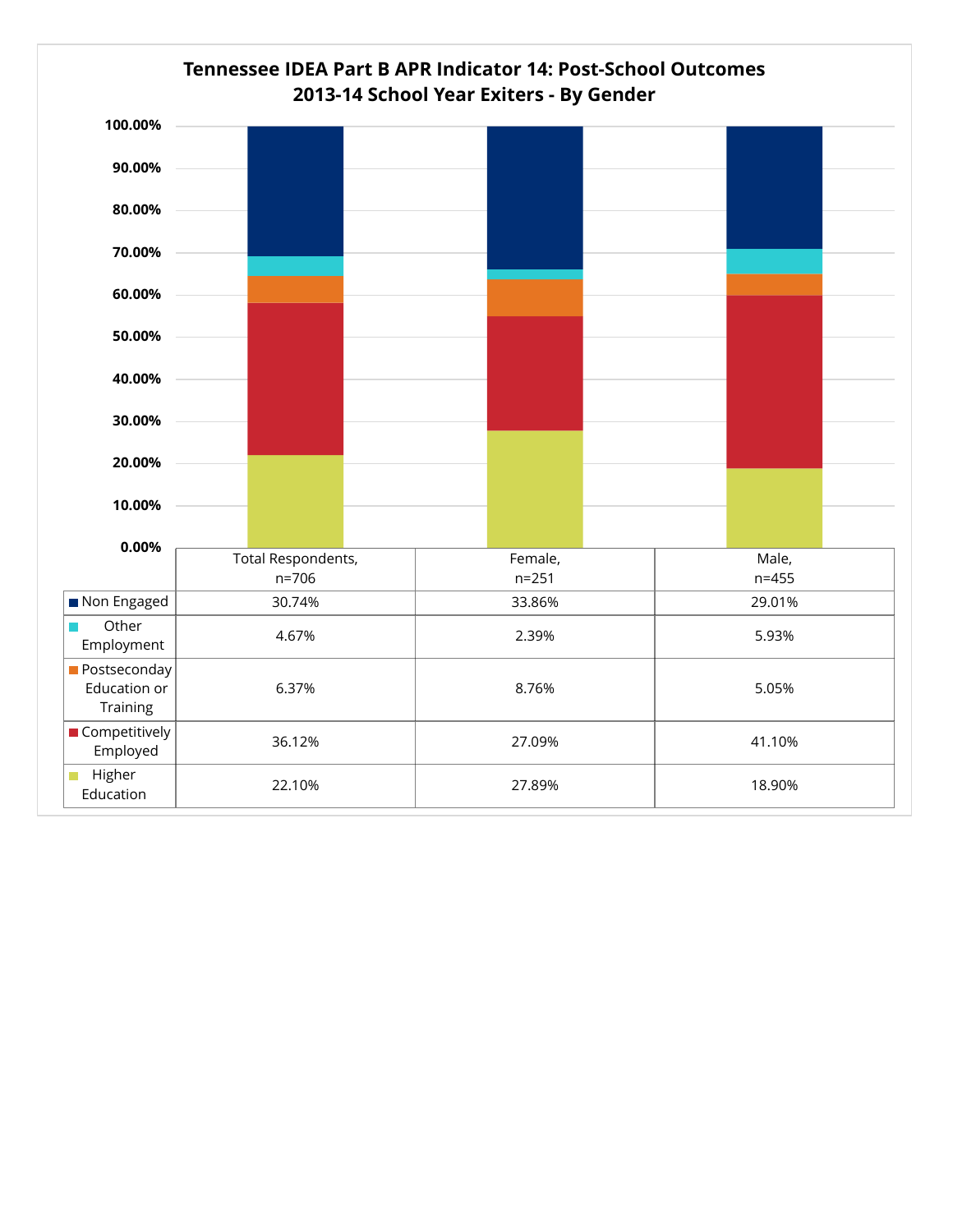**Tennessee IDEA Part B APR Indicator 14: Post-School Outcomes**
**2013-14 School Year Exiters - By Gender**

100.00%
90.00%
80.00%
70.00%
60.00%
50.00%
40.00%
30.00%
20.00%
10.00%
0.00%

| | Total Respondents, n=706 | Female, n=251 | Male, n=455 |
|---|---|---|---|
| Non Engaged | 30.74% | 33.86% | 29.01% |
| Other Employment | 4.67% | 2.39% | 5.93% |
| Postseconday Education or Training | 6.37% | 8.76% | 5.05% |
| Competitively Employed | 36.12% | 27.09% | 41.10% |
| Higher Education | 22.10% | 27.89% | 18.90% |